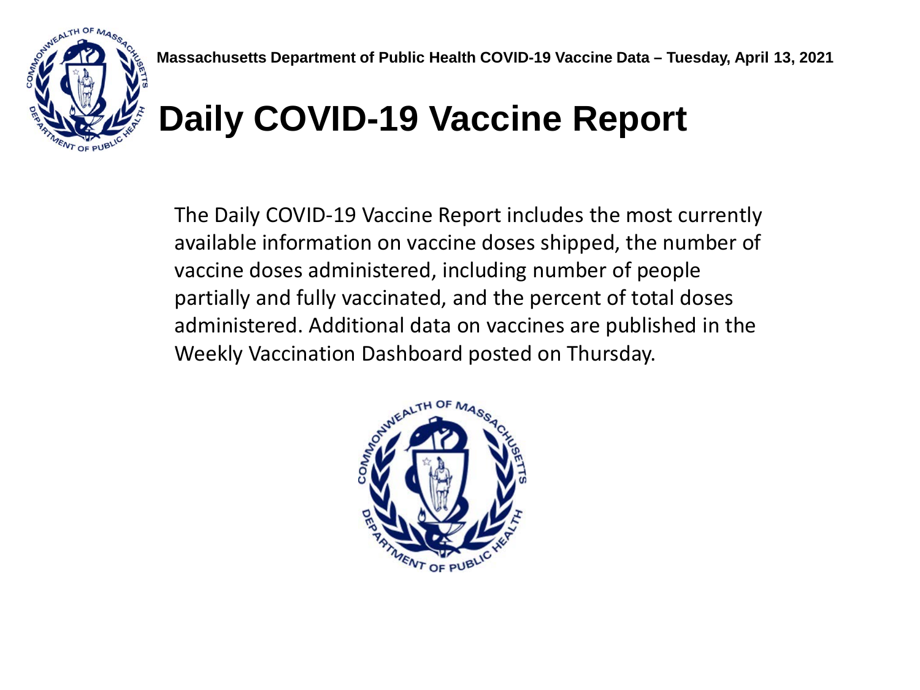Massachusetts Department of Public Health COVID-19 Vaccine Data – Tuesday, April 13, 2021

# Daily COVID-19 Vaccine Report

The Daily COVID-19 Vaccine Report includes the most currently available information on vaccine doses shipped, the number of vaccine doses administered, including number of people partially and fully vaccinated, and the percent of total doses administered. Additional data on vaccines are published in the Weekly Vaccination Dashboard posted on Thursday.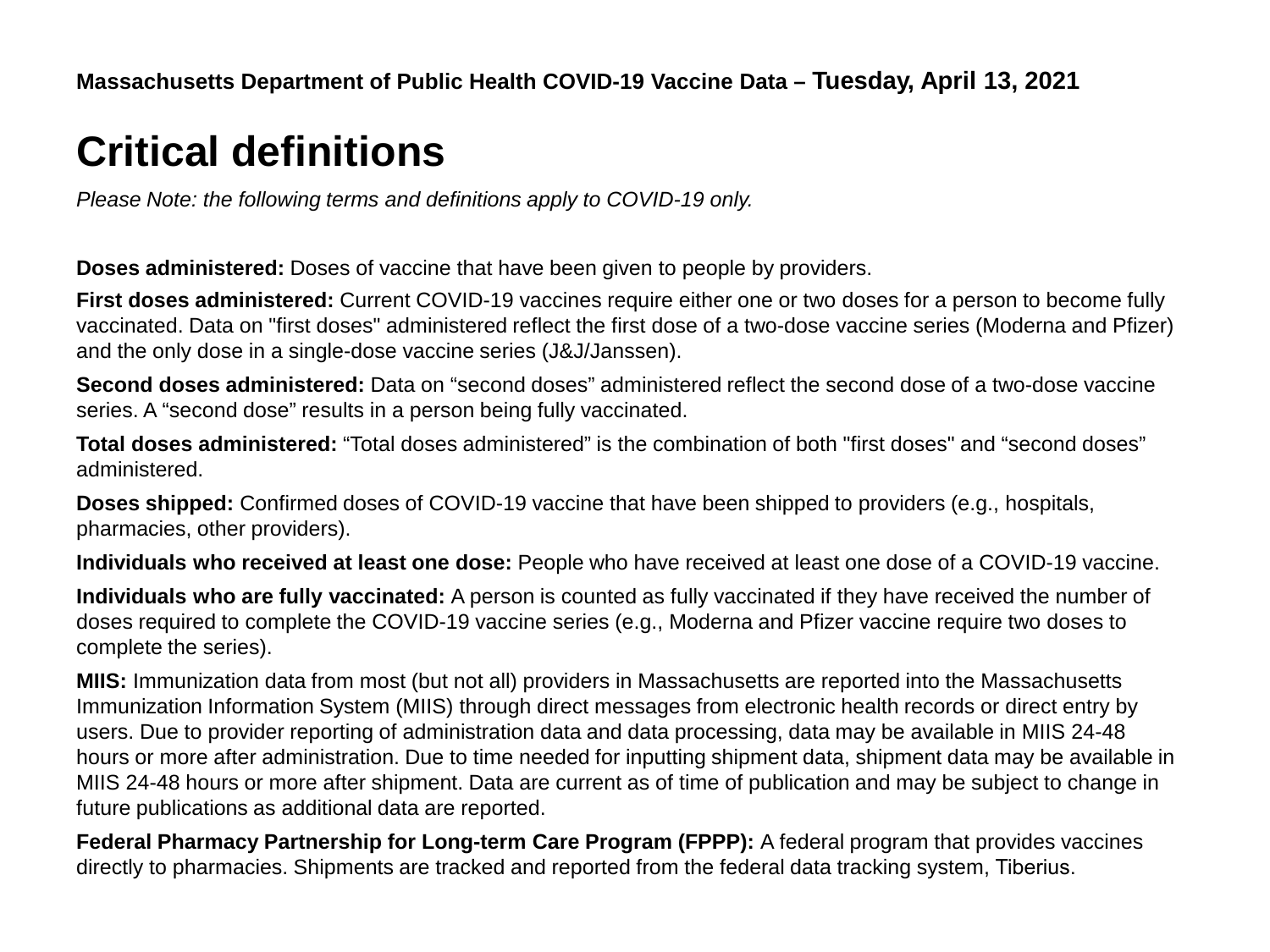**Massachusetts Department of Public Health COVID-19 Vaccine Data – Tuesday, April 13, 2021**

# Critical definitions

*Please Note: the following terms and definitions apply to COVID-19 only.*

**Doses administered:** Doses of vaccine that have been given to people by providers.

**First doses administered:** Current COVID-19 vaccines require either one or two doses for a person to become fully vaccinated. Data on "first doses" administered reflect the first dose of a two-dose vaccine series (Moderna and Pfizer) and the only dose in a single-dose vaccine series (J&J/Janssen).

**Second doses administered:** Data on “second doses” administered reflect the second dose of a two-dose vaccine series. A “second dose” results in a person being fully vaccinated.

**Total doses administered:** “Total doses administered” is the combination of both "first doses" and “second doses” administered.

**Doses shipped:** Confirmed doses of COVID-19 vaccine that have been shipped to providers (e.g., hospitals, pharmacies, other providers).

**Individuals who received at least one dose:** People who have received at least one dose of a COVID-19 vaccine.

**Individuals who are fully vaccinated:** A person is counted as fully vaccinated if they have received the number of doses required to complete the COVID-19 vaccine series (e.g., Moderna and Pfizer vaccine require two doses to complete the series).

**MIIS:** Immunization data from most (but not all) providers in Massachusetts are reported into the Massachusetts Immunization Information System (MIIS) through direct messages from electronic health records or direct entry by users. Due to provider reporting of administration data and data processing, data may be available in MIIS 24-48 hours or more after administration. Due to time needed for inputting shipment data, shipment data may be available in MIIS 24-48 hours or more after shipment. Data are current as of time of publication and may be subject to change in future publications as additional data are reported.

**Federal Pharmacy Partnership for Long-term Care Program (FPPP):** A federal program that provides vaccines directly to pharmacies. Shipments are tracked and reported from the federal data tracking system, Tiberius.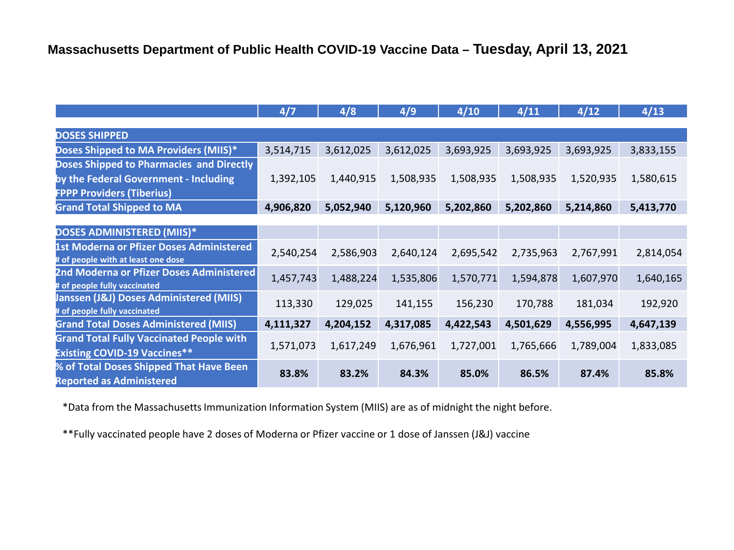## Massachusetts Department of Public Health COVID-19 Vaccine Data – Tuesday, April 13, 2021

| | 4/7 | 4/8 | 4/9 | 4/10 | 4/11 | 4/12 | 4/13 |
|---|---|---|---|---|---|---|---|
| **DOSES SHIPPED** | | | | | | | |
| **Doses Shipped to MA Providers (MIIS)*** | 3,514,715 | 3,612,025 | 3,612,025 | 3,693,925 | 3,693,925 | 3,693,925 | 3,833,155 |
| **Doses Shipped to Pharmacies and Directly by the Federal Government - Including FPPP Providers (Tiberius)** | 1,392,105 | 1,440,915 | 1,508,935 | 1,508,935 | 1,508,935 | 1,520,935 | 1,580,615 |
| **Grand Total Shipped to MA** | **4,906,820** | **5,052,940** | **5,120,960** | **5,202,860** | **5,202,860** | **5,214,860** | **5,413,770** |
| **DOSES ADMINISTERED (MIIS)*** | | | | | | | |
| **1st Moderna or Pfizer Doses Administered** # of people with at least one dose | 2,540,254 | 2,586,903 | 2,640,124 | 2,695,542 | 2,735,963 | 2,767,991 | 2,814,054 |
| **2nd Moderna or Pfizer Doses Administered** # of people fully vaccinated | 1,457,743 | 1,488,224 | 1,535,806 | 1,570,771 | 1,594,878 | 1,607,970 | 1,640,165 |
| **Janssen (J&J) Doses Administered (MIIS)** # of people fully vaccinated | 113,330 | 129,025 | 141,155 | 156,230 | 170,788 | 181,034 | 192,920 |
| **Grand Total Doses Administered (MIIS)** | **4,111,327** | **4,204,152** | **4,317,085** | **4,422,543** | **4,501,629** | **4,556,995** | **4,647,139** |
| **Grand Total Fully Vaccinated People with Existing COVID-19 Vaccines**** | 1,571,073 | 1,617,249 | 1,676,961 | 1,727,001 | 1,765,666 | 1,789,004 | 1,833,085 |
| **% of Total Doses Shipped That Have Been Reported as Administered** | **83.8%** | **83.2%** | **84.3%** | **85.0%** | **86.5%** | **87.4%** | **85.8%** |

*Data from the Massachusetts Immunization Information System (MIIS) are as of midnight the night before.

**Fully vaccinated people have 2 doses of Moderna or Pfizer vaccine or 1 dose of Janssen (J&J) vaccine